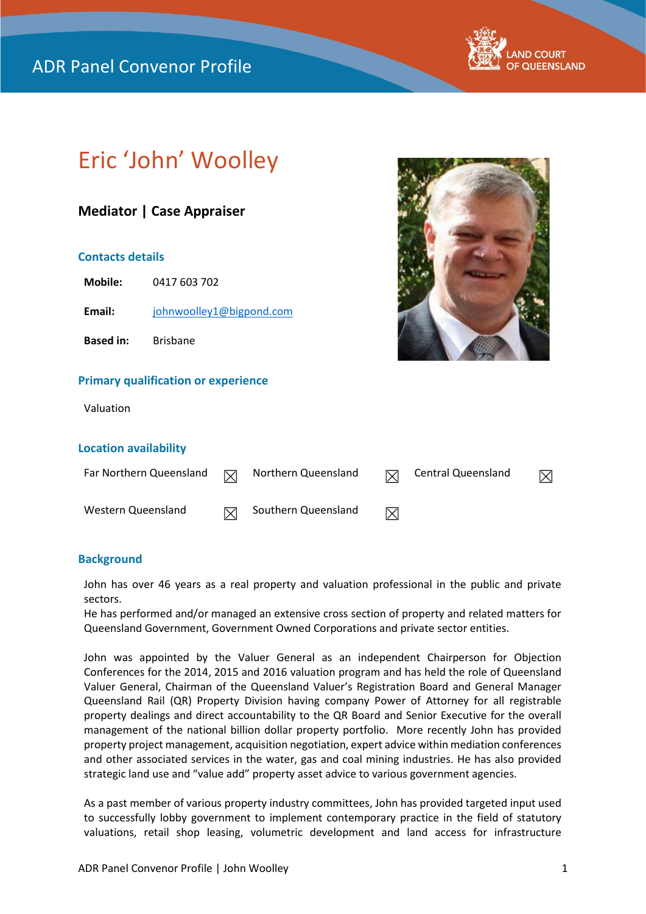# ADR Panel Convenor Profile

## Eric 'John' Woolley

**Mediator | Case Appraiser**

### Contacts details

**Mobile:** 0417 603 702

**Email:** johnwoolley1@bigpond.com

**Based in:** Brisbane

### Primary qualification or experience

Valuation

### Location availability

| | | | | | |
|---|---|---|---|---|---|
| Far Northern Queensland | ☒ | Northern Queensland | ☒ | Central Queensland | ☒ |
| Western Queensland | ☒ | Southern Queensland | ☒ | | |

### Background

John has over 46 years as a real property and valuation professional in the public and private sectors.
He has performed and/or managed an extensive cross section of property and related matters for Queensland Government, Government Owned Corporations and private sector entities.

John was appointed by the Valuer General as an independent Chairperson for Objection Conferences for the 2014, 2015 and 2016 valuation program and has held the role of Queensland Valuer General, Chairman of the Queensland Valuer's Registration Board and General Manager Queensland Rail (QR) Property Division having company Power of Attorney for all registrable property dealings and direct accountability to the QR Board and Senior Executive for the overall management of the national billion dollar property portfolio. More recently John has provided property project management, acquisition negotiation, expert advice within mediation conferences and other associated services in the water, gas and coal mining industries. He has also provided strategic land use and "value add" property asset advice to various government agencies.

As a past member of various property industry committees, John has provided targeted input used to successfully lobby government to implement contemporary practice in the field of statutory valuations, retail shop leasing, volumetric development and land access for infrastructure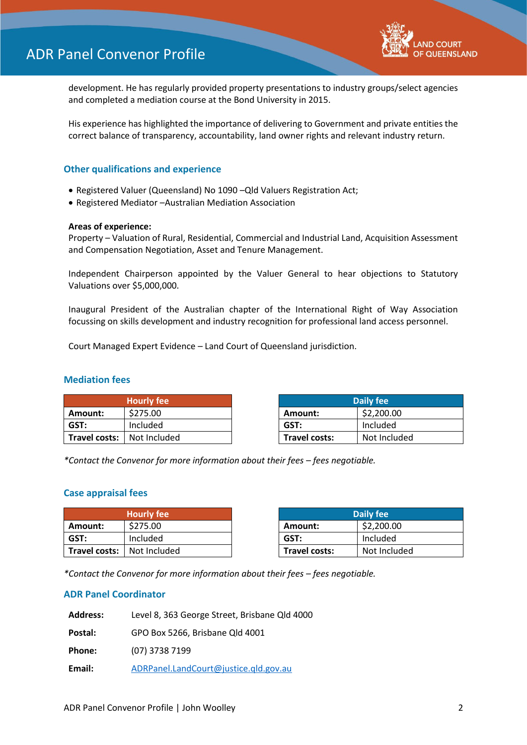development. He has regularly provided property presentations to industry groups/select agencies and completed a mediation course at the Bond University in 2015.

His experience has highlighted the importance of delivering to Government and private entities the correct balance of transparency, accountability, land owner rights and relevant industry return.

## Other qualifications and experience

- Registered Valuer (Queensland) No 1090 –Qld Valuers Registration Act;
- Registered Mediator –Australian Mediation Association

**Areas of experience:**
Property – Valuation of Rural, Residential, Commercial and Industrial Land, Acquisition Assessment and Compensation Negotiation, Asset and Tenure Management.

Independent Chairperson appointed by the Valuer General to hear objections to Statutory Valuations over $5,000,000.

Inaugural President of the Australian chapter of the International Right of Way Association focussing on skills development and industry recognition for professional land access personnel.

Court Managed Expert Evidence – Land Court of Queensland jurisdiction.

## Mediation fees

| Hourly fee | |
|---|---|
| **Amount:** | $275.00 |
| **GST:** | Included |
| **Travel costs:** | Not Included |

| Daily fee | |
|---|---|
| **Amount:** | $2,200.00 |
| **GST:** | Included |
| **Travel costs:** | Not Included |

*\*Contact the Convenor for more information about their fees – fees negotiable.*

## Case appraisal fees

| Hourly fee | |
|---|---|
| **Amount:** | $275.00 |
| **GST:** | Included |
| **Travel costs:** | Not Included |

| Daily fee | |
|---|---|
| **Amount:** | $2,200.00 |
| **GST:** | Included |
| **Travel costs:** | Not Included |

*\*Contact the Convenor for more information about their fees – fees negotiable.*

## ADR Panel Coordinator

**Address:** Level 8, 363 George Street, Brisbane Qld 4000

**Postal:** GPO Box 5266, Brisbane Qld 4001

**Phone:** (07) 3738 7199

**Email:** ADRPanel.LandCourt@justice.qld.gov.au